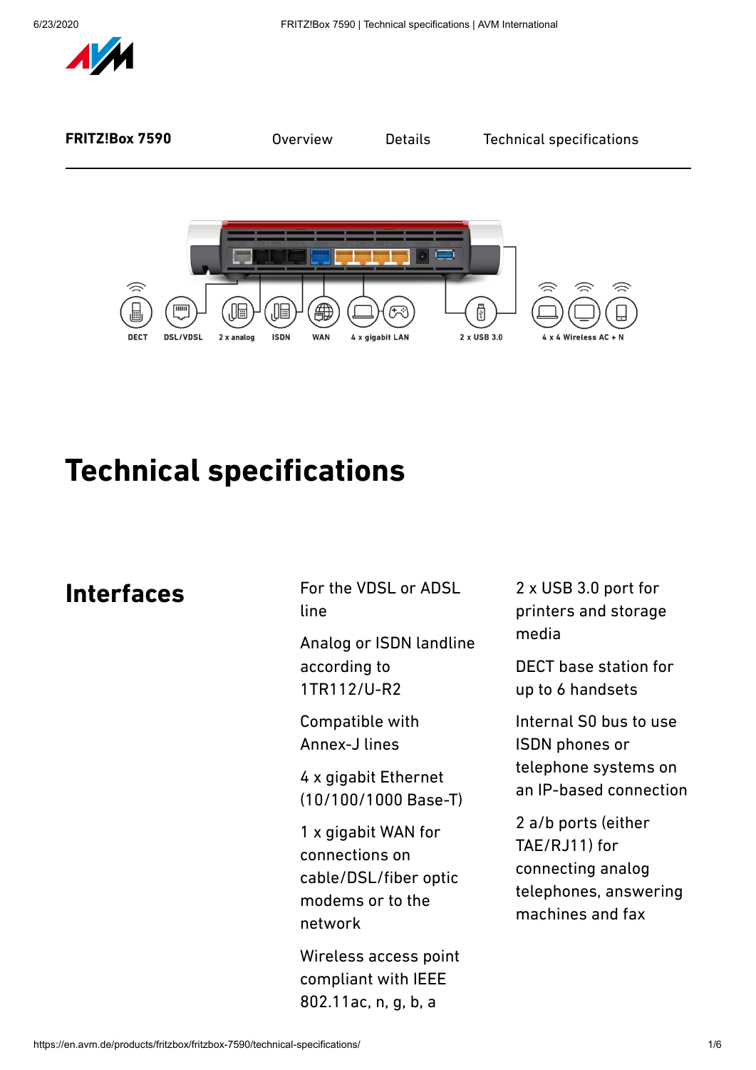**FRITZ!Box 7590** Overview Details Technical specifications

DECT DSL/VDSL 2 x analog ISDN WAN 4 x gigabit LAN 2 x USB 3.0 4 x 4 Wireless AC + N

# Technical specifications

## Interfaces

For the VDSL or ADSL line

Analog or ISDN landline according to 1TR112/U-R2

Compatible with Annex-J lines

4 x gigabit Ethernet (10/100/1000 Base-T)

1 x gigabit WAN for connections on cable/DSL/fiber optic modems or to the network

Wireless access point compliant with IEEE 802.11ac, n, g, b, a

2 x USB 3.0 port for printers and storage media

DECT base station for up to 6 handsets

Internal S0 bus to use ISDN phones or telephone systems on an IP-based connection

2 a/b ports (either TAE/RJ11) for connecting analog telephones, answering machines and fax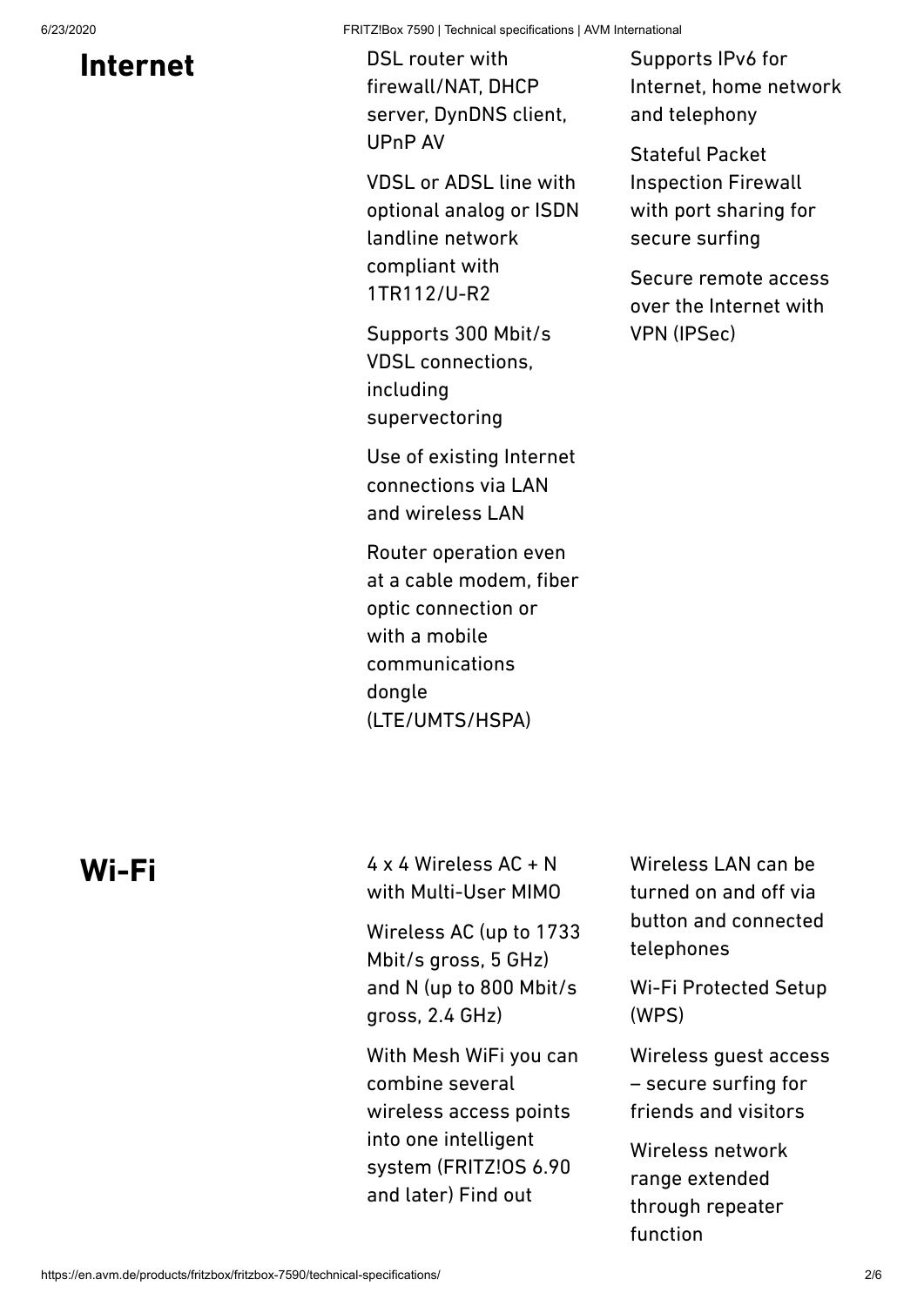## Internet

DSL router with firewall/NAT, DHCP server, DynDNS client, UPnP AV

VDSL or ADSL line with optional analog or ISDN landline network compliant with 1TR112/U-R2

Supports 300 Mbit/s VDSL connections, including supervectoring

Use of existing Internet connections via LAN and wireless LAN

Router operation even at a cable modem, fiber optic connection or with a mobile communications dongle (LTE/UMTS/HSPA)

Supports IPv6 for Internet, home network and telephony

Stateful Packet Inspection Firewall with port sharing for secure surfing

Secure remote access over the Internet with VPN (IPSec)

## Wi-Fi

4 x 4 Wireless AC + N with Multi-User MIMO

Wireless AC (up to 1733 Mbit/s gross, 5 GHz) and N (up to 800 Mbit/s gross, 2.4 GHz)

With Mesh WiFi you can combine several wireless access points into one intelligent system (FRITZ!OS 6.90 and later) Find out

Wireless LAN can be turned on and off via button and connected telephones

Wi-Fi Protected Setup (WPS)

Wireless guest access – secure surfing for friends and visitors

Wireless network range extended through repeater function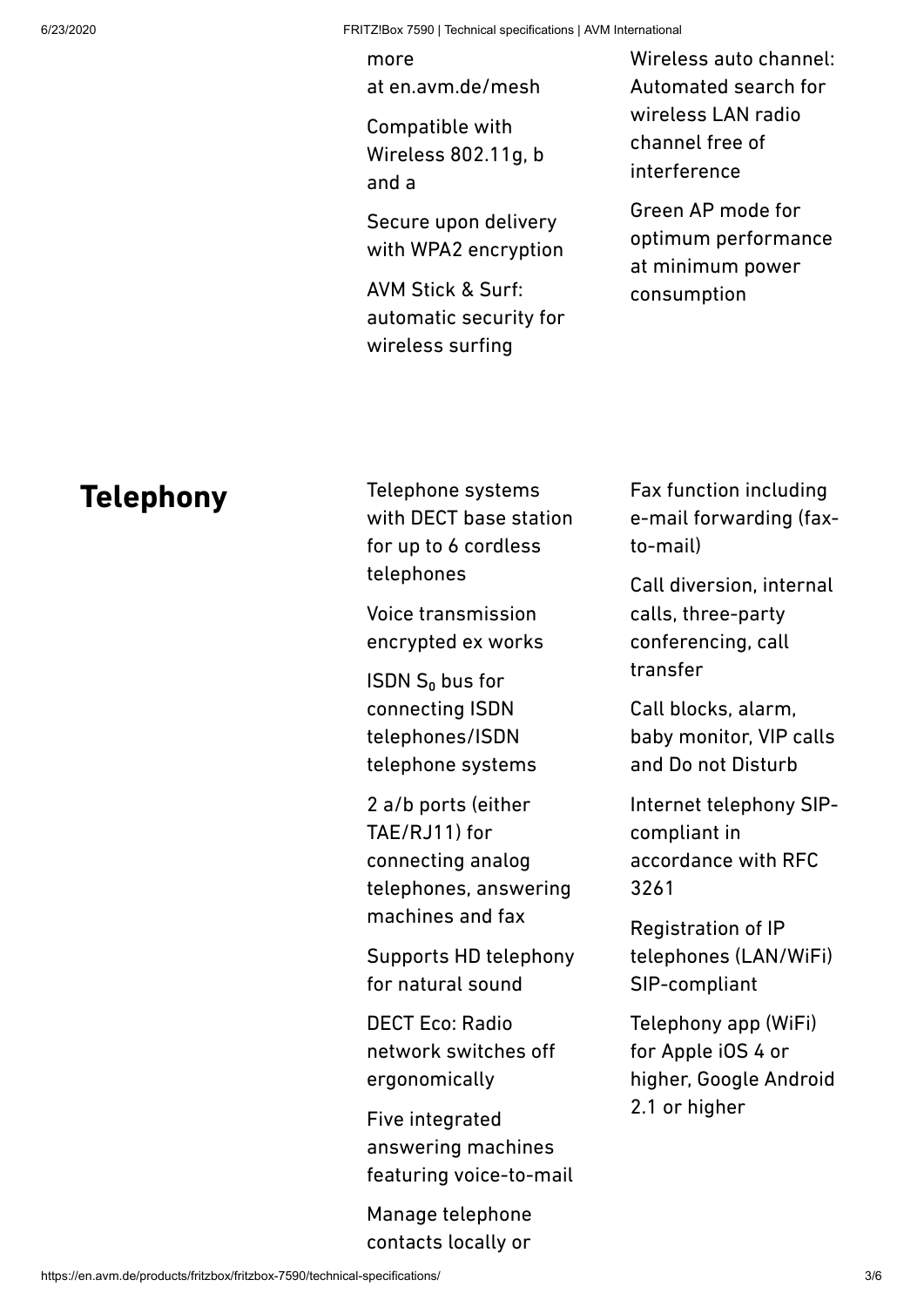more at en.avm.de/mesh

Compatible with Wireless 802.11g, b and a

Secure upon delivery with WPA2 encryption

AVM Stick & Surf: automatic security for wireless surfing

Wireless auto channel: Automated search for wireless LAN radio channel free of interference

Green AP mode for optimum performance at minimum power consumption

## Telephony

Telephone systems with DECT base station for up to 6 cordless telephones

Voice transmission encrypted ex works

ISDN $S_0$ bus for connecting ISDN telephones/ISDN telephone systems

2 a/b ports (either TAE/RJ11) for connecting analog telephones, answering machines and fax

Supports HD telephony for natural sound

DECT Eco: Radio network switches off ergonomically

Five integrated answering machines featuring voice-to-mail

Manage telephone contacts locally or

Fax function including e-mail forwarding (fax-to-mail)

Call diversion, internal calls, three-party conferencing, call transfer

Call blocks, alarm, baby monitor, VIP calls and Do not Disturb

Internet telephony SIP-compliant in accordance with RFC 3261

Registration of IP telephones (LAN/WiFi) SIP-compliant

Telephony app (WiFi) for Apple iOS 4 or higher, Google Android 2.1 or higher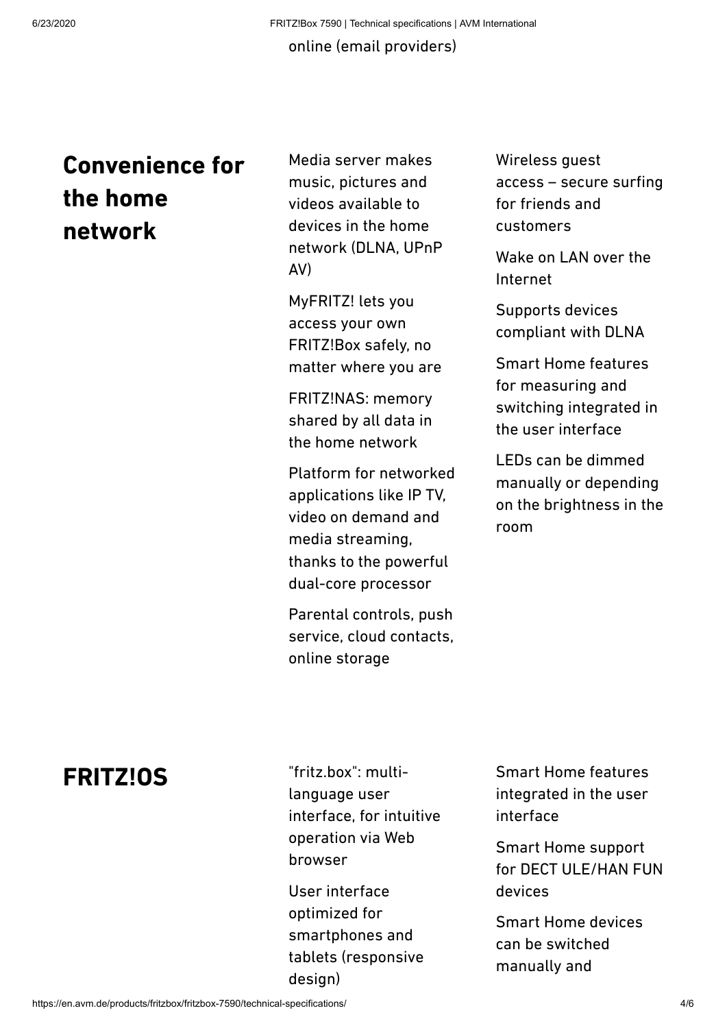online (email providers)

## Convenience for the home network

- Media server makes music, pictures and videos available to devices in the home network (DLNA, UPnP AV)
- MyFRITZ! lets you access your own FRITZ!Box safely, no matter where you are
- FRITZ!NAS: memory shared by all data in the home network
- Platform for networked applications like IP TV, video on demand and media streaming, thanks to the powerful dual-core processor
- Parental controls, push service, cloud contacts, online storage
- Wireless guest access – secure surfing for friends and customers
- Wake on LAN over the Internet
- Supports devices compliant with DLNA
- Smart Home features for measuring and switching integrated in the user interface
- LEDs can be dimmed manually or depending on the brightness in the room

## FRITZ!OS

- "fritz.box": multi-language user interface, for intuitive operation via Web browser
- User interface optimized for smartphones and tablets (responsive design)
- Smart Home features integrated in the user interface
- Smart Home support for DECT ULE/HAN FUN devices
- Smart Home devices can be switched manually and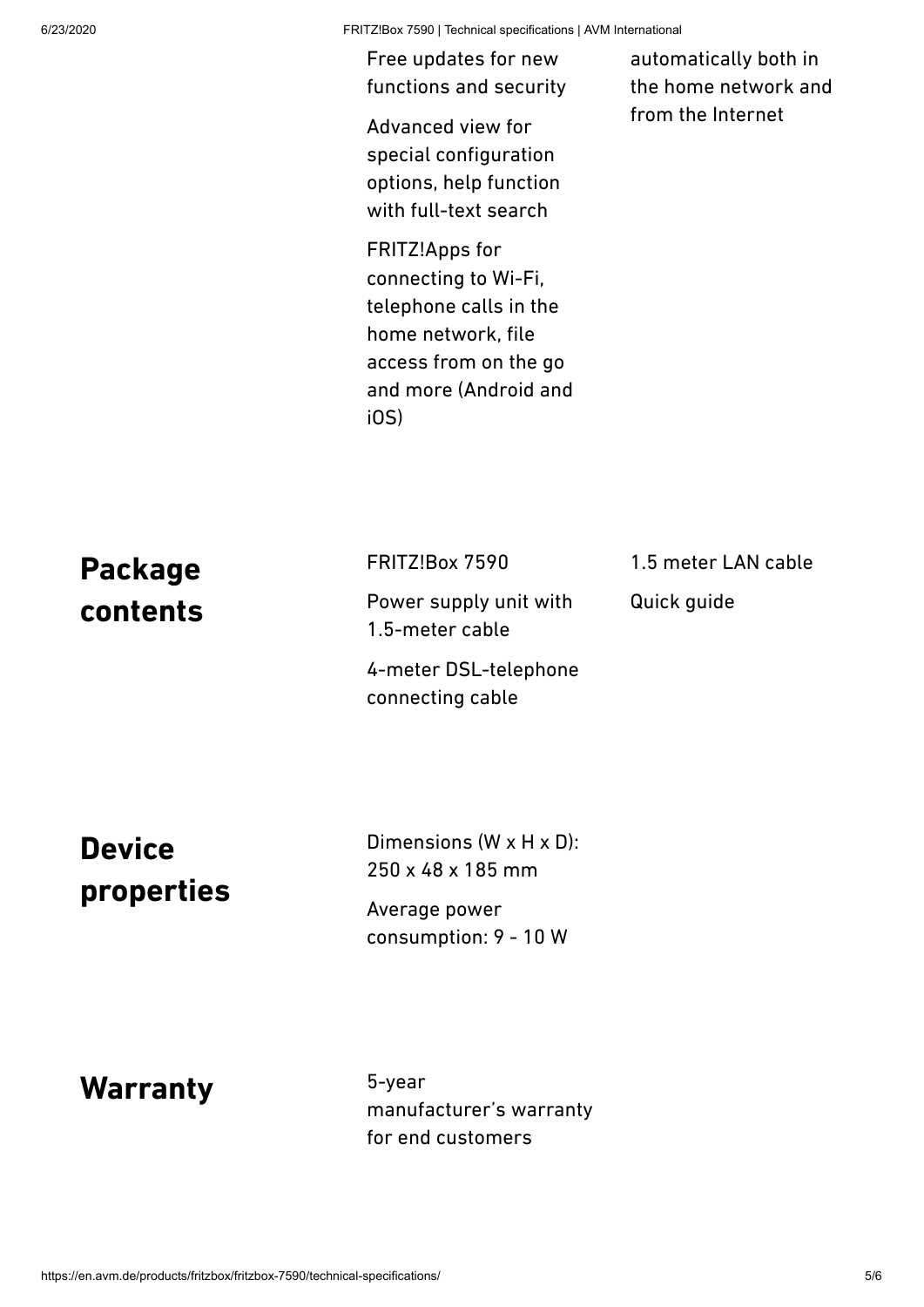Free updates for new functions and security

Advanced view for special configuration options, help function with full-text search

FRITZ!Apps for connecting to Wi-Fi, telephone calls in the home network, file access from on the go and more (Android and iOS)

automatically both in the home network and from the Internet

## Package contents

- FRITZ!Box 7590
- Power supply unit with 1.5-meter cable
- 4-meter DSL-telephone connecting cable
- 1.5 meter LAN cable
- Quick guide

## Device properties

- Dimensions (W x H x D): 250 x 48 x 185 mm
- Average power consumption: 9 - 10 W

## Warranty

5-year manufacturer's warranty for end customers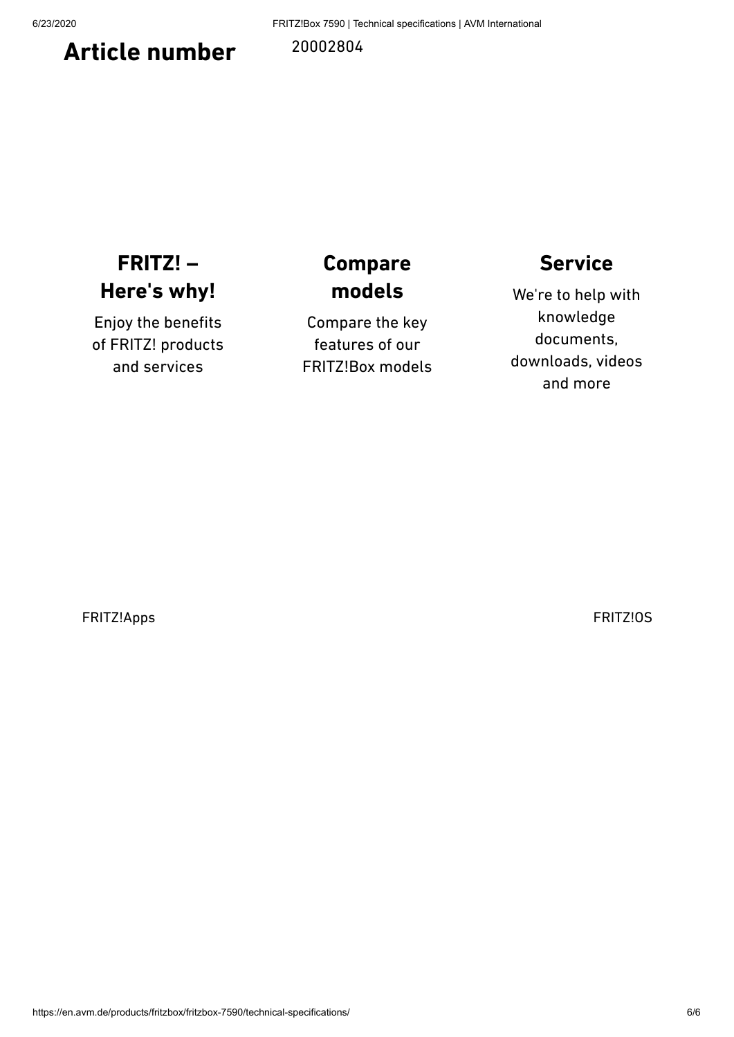**Article number** 20002804

## FRITZ! – Here's why!

Enjoy the benefits of FRITZ! products and services

## Compare models

Compare the key features of our FRITZ!Box models

## Service

We're to help with knowledge documents, downloads, videos and more

FRITZ!Apps

FRITZ!OS